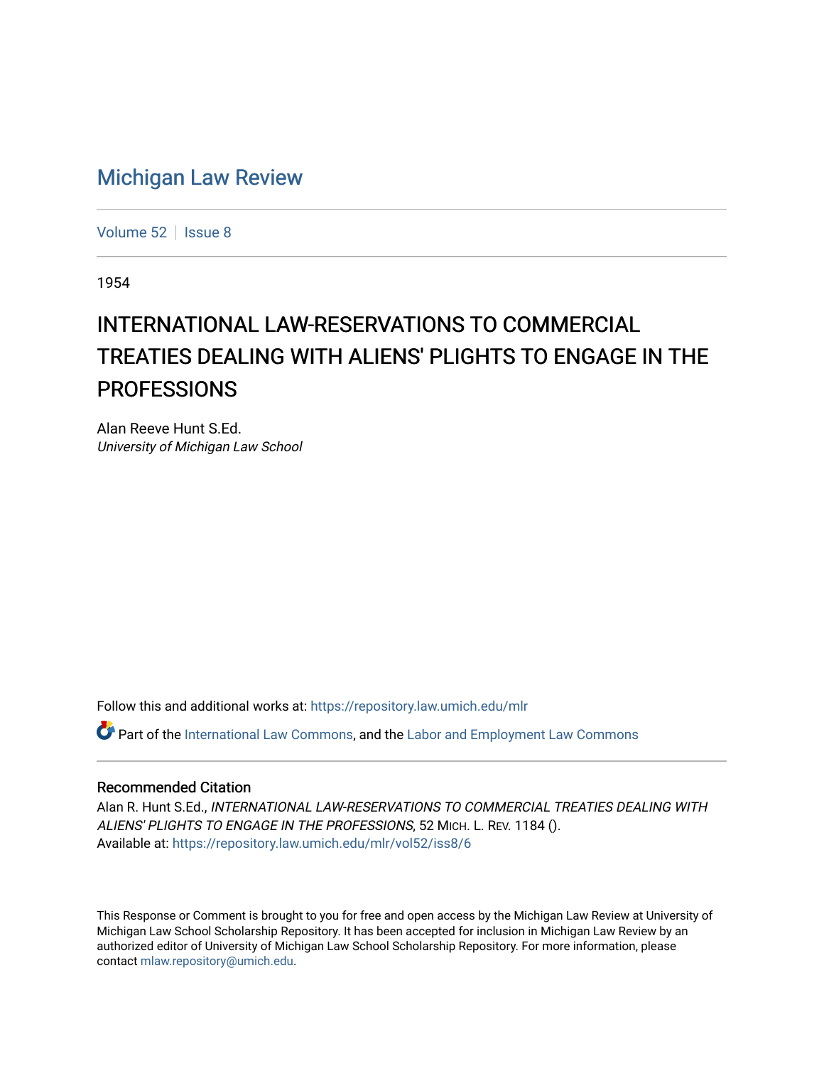# Michigan Law Review

Volume 52 | Issue 8

1954

## INTERNATIONAL LAW-RESERVATIONS TO COMMERCIAL TREATIES DEALING WITH ALIENS' PLIGHTS TO ENGAGE IN THE PROFESSIONS

Alan Reeve Hunt S.Ed.
*University of Michigan Law School*

Follow this and additional works at: https://repository.law.umich.edu/mlr

Part of the International Law Commons, and the Labor and Employment Law Commons

### Recommended Citation

Alan R. Hunt S.Ed., *INTERNATIONAL LAW-RESERVATIONS TO COMMERCIAL TREATIES DEALING WITH ALIENS' PLIGHTS TO ENGAGE IN THE PROFESSIONS*, 52 MICH. L. REV. 1184 ().
Available at: https://repository.law.umich.edu/mlr/vol52/iss8/6

This Response or Comment is brought to you for free and open access by the Michigan Law Review at University of Michigan Law School Scholarship Repository. It has been accepted for inclusion in Michigan Law Review by an authorized editor of University of Michigan Law School Scholarship Repository. For more information, please contact mlaw.repository@umich.edu.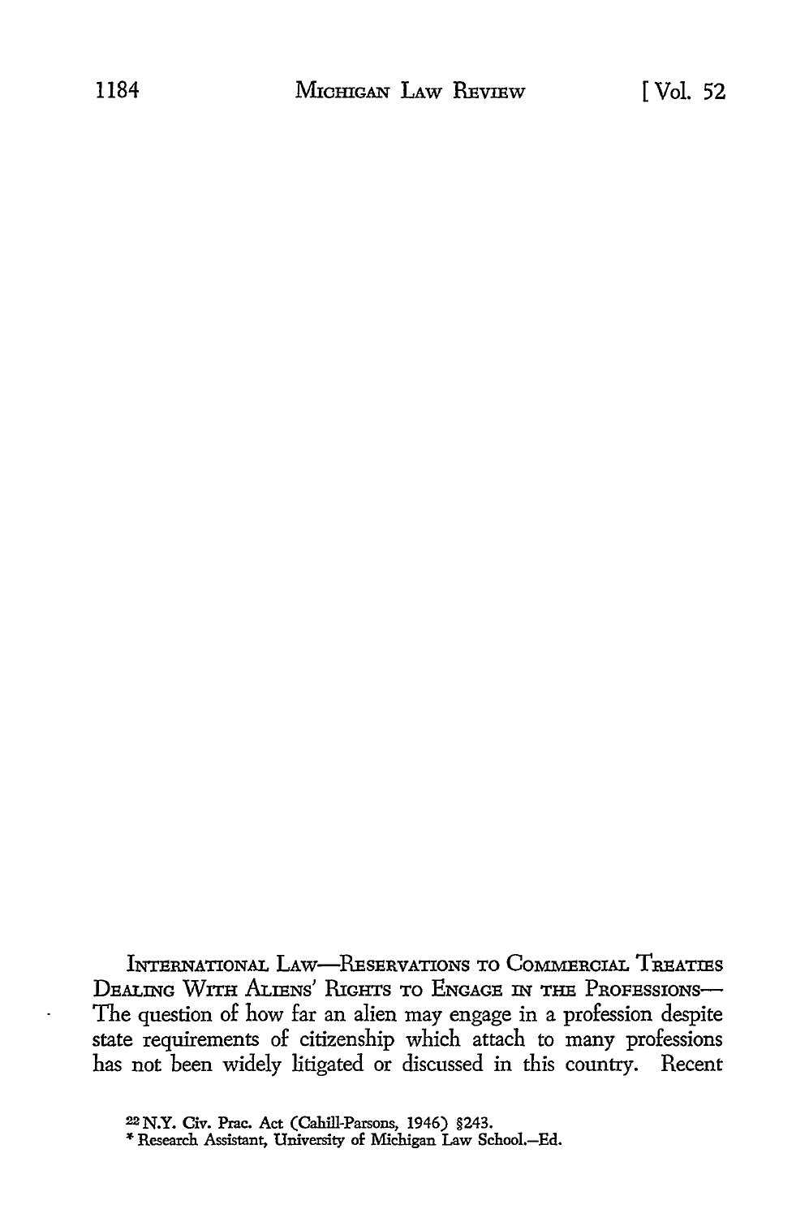INTERNATIONAL LAW—RESERVATIONS TO COMMERCIAL TREATIES DEALING WITH ALIENS' RIGHTS TO ENGAGE IN THE PROFESSIONS—The question of how far an alien may engage in a profession despite state requirements of citizenship which attach to many professions has not been widely litigated or discussed in this country. Recent

[22] N.Y. Civ. Prac. Act (Cahill-Parsons, 1946) §243.

* Research Assistant, University of Michigan Law School.—Ed.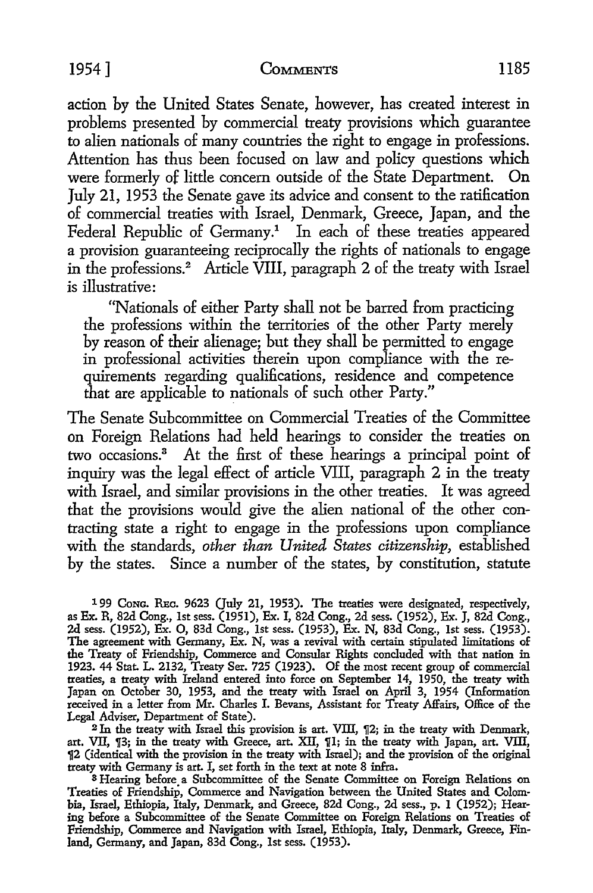action by the United States Senate, however, has created interest in problems presented by commercial treaty provisions which guarantee to alien nationals of many countries the right to engage in professions. Attention has thus been focused on law and policy questions which were formerly of little concern outside of the State Department. On July 21, 1953 the Senate gave its advice and consent to the ratification of commercial treaties with Israel, Denmark, Greece, Japan, and the Federal Republic of Germany.[1] In each of these treaties appeared a provision guaranteeing reciprocally the rights of nationals to engage in the professions.[2] Article VIII, paragraph 2 of the treaty with Israel is illustrative:

> "Nationals of either Party shall not be barred from practicing the professions within the territories of the other Party merely by reason of their alienage; but they shall be permitted to engage in professional activities therein upon compliance with the requirements regarding qualifications, residence and competence that are applicable to nationals of such other Party."

The Senate Subcommittee on Commercial Treaties of the Committee on Foreign Relations had held hearings to consider the treaties on two occasions.[3] At the first of these hearings a principal point of inquiry was the legal effect of article VIII, paragraph 2 in the treaty with Israel, and similar provisions in the other treaties. It was agreed that the provisions would give the alien national of the other contracting state a right to engage in the professions upon compliance with the standards, *other than United States citizenship,* established by the states. Since a number of the states, by constitution, statute

---

[1] 99 CONG. REC. 9623 (July 21, 1953). The treaties were designated, respectively, as Ex. R, 82d Cong., 1st sess. (1951), Ex. I, 82d Cong., 2d sess. (1952), Ex. J, 82d Cong., 2d sess. (1952), Ex. O, 83d Cong., 1st sess. (1953), Ex. N, 83d Cong., 1st sess. (1953). The agreement with Germany, Ex. N, was a revival with certain stipulated limitations of the Treaty of Friendship, Commerce and Consular Rights concluded with that nation in 1923. 44 Stat. L. 2132, Treaty Ser. 725 (1923). Of the most recent group of commercial treaties, a treaty with Ireland entered into force on September 14, 1950, the treaty with Japan on October 30, 1953, and the treaty with Israel on April 3, 1954 (Information received in a letter from Mr. Charles I. Bevans, Assistant for Treaty Affairs, Office of the Legal Adviser, Department of State).

[2] In the treaty with Israel this provision is art. VIII, ¶2; in the treaty with Denmark, art. VII, ¶3; in the treaty with Greece, art. XII, ¶1; in the treaty with Japan, art. VIII, ¶2 (identical with the provision in the treaty with Israel); and the provision of the original treaty with Germany is art. I, set forth in the text at note 8 infra.

[3] Hearing before a Subcommittee of the Senate Committee on Foreign Relations on Treaties of Friendship, Commerce and Navigation between the United States and Colombia, Israel, Ethiopia, Italy, Denmark, and Greece, 82d Cong., 2d sess., p. 1 (1952); Hearing before a Subcommittee of the Senate Committee on Foreign Relations on Treaties of Friendship, Commerce and Navigation with Israel, Ethiopia, Italy, Denmark, Greece, Finland, Germany, and Japan, 83d Cong., 1st sess. (1953).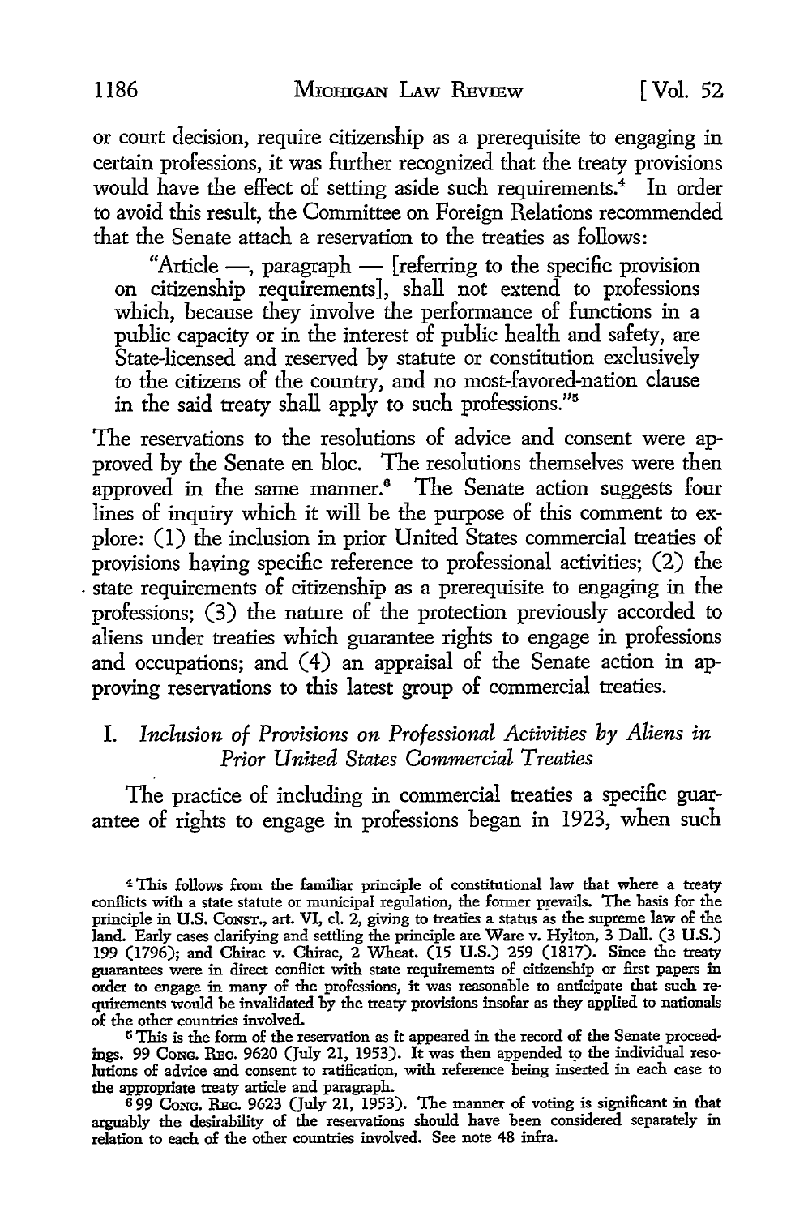or court decision, require citizenship as a prerequisite to engaging in certain professions, it was further recognized that the treaty provisions would have the effect of setting aside such requirements.[4] In order to avoid this result, the Committee on Foreign Relations recommended that the Senate attach a reservation to the treaties as follows:

> "Article —, paragraph — [referring to the specific provision on citizenship requirements], shall not extend to professions which, because they involve the performance of functions in a public capacity or in the interest of public health and safety, are State-licensed and reserved by statute or constitution exclusively to the citizens of the country, and no most-favored-nation clause in the said treaty shall apply to such professions."[5]

The reservations to the resolutions of advice and consent were approved by the Senate en bloc. The resolutions themselves were then approved in the same manner.[6] The Senate action suggests four lines of inquiry which it will be the purpose of this comment to explore: (1) the inclusion in prior United States commercial treaties of provisions having specific reference to professional activities; (2) the state requirements of citizenship as a prerequisite to engaging in the professions; (3) the nature of the protection previously accorded to aliens under treaties which guarantee rights to engage in professions and occupations; and (4) an appraisal of the Senate action in approving reservations to this latest group of commercial treaties.

## I. *Inclusion of Provisions on Professional Activities by Aliens in Prior United States Commercial Treaties*

The practice of including in commercial treaties a specific guarantee of rights to engage in professions began in 1923, when such

---

[4] This follows from the familiar principle of constitutional law that where a treaty conflicts with a state statute or municipal regulation, the former prevails. The basis for the principle in U.S. Const., art. VI, cl. 2, giving to treaties a status as the supreme law of the land. Early cases clarifying and settling the principle are Ware v. Hylton, 3 Dall. (3 U.S.) 199 (1796); and Chirac v. Chirac, 2 Wheat. (15 U.S.) 259 (1817). Since the treaty guarantees were in direct conflict with state requirements of citizenship or first papers in order to engage in many of the professions, it was reasonable to anticipate that such requirements would be invalidated by the treaty provisions insofar as they applied to nationals of the other countries involved.

[5] This is the form of the reservation as it appeared in the record of the Senate proceedings. 99 Cong. Rec. 9620 (July 21, 1953). It was then appended to the individual resolutions of advice and consent to ratification, with reference being inserted in each case to the appropriate treaty article and paragraph.

[6] 99 Cong. Rec. 9623 (July 21, 1953). The manner of voting is significant in that arguably the desirability of the reservations should have been considered separately in relation to each of the other countries involved. See note 48 infra.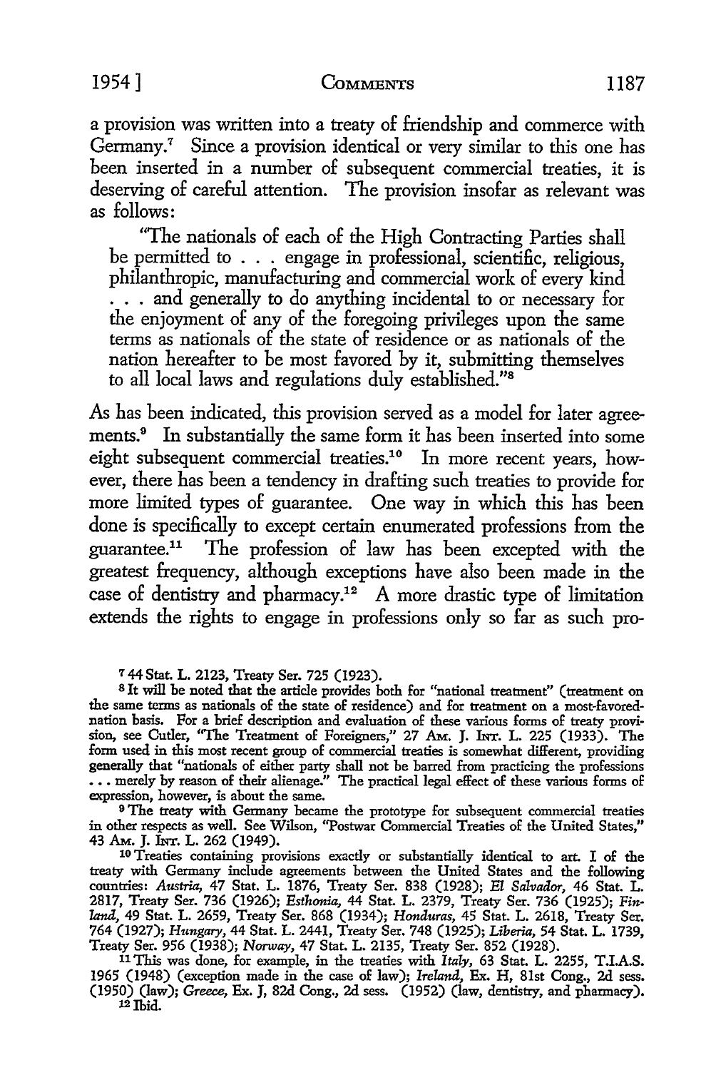a provision was written into a treaty of friendship and commerce with Germany.[7] Since a provision identical or very similar to this one has been inserted in a number of subsequent commercial treaties, it is deserving of careful attention. The provision insofar as relevant was as follows:

> "The nationals of each of the High Contracting Parties shall be permitted to . . . engage in professional, scientific, religious, philanthropic, manufacturing and commercial work of every kind . . . and generally to do anything incidental to or necessary for the enjoyment of any of the foregoing privileges upon the same terms as nationals of the state of residence or as nationals of the nation hereafter to be most favored by it, submitting themselves to all local laws and regulations duly established."[8]

As has been indicated, this provision served as a model for later agreements.[9] In substantially the same form it has been inserted into some eight subsequent commercial treaties.[10] In more recent years, however, there has been a tendency in drafting such treaties to provide for more limited types of guarantee. One way in which this has been done is specifically to except certain enumerated professions from the guarantee.[11] The profession of law has been excepted with the greatest frequency, although exceptions have also been made in the case of dentistry and pharmacy.[12] A more drastic type of limitation extends the rights to engage in professions only so far as such pro-

---

[7] 44 Stat. L. 2123, Treaty Ser. 725 (1923).

[8] It will be noted that the article provides both for "national treatment" (treatment on the same terms as nationals of the state of residence) and for treatment on a most-favored-nation basis. For a brief description and evaluation of these various forms of treaty provision, see Cutler, "The Treatment of Foreigners," 27 Am. J. Int. L. 225 (1933). The form used in this most recent group of commercial treaties is somewhat different, providing generally that "nationals of either party shall not be barred from practicing the professions . . . merely by reason of their alienage." The practical legal effect of these various forms of expression, however, is about the same.

[9] The treaty with Germany became the prototype for subsequent commercial treaties in other respects as well. See Wilson, "Postwar Commercial Treaties of the United States," 43 Am. J. Int. L. 262 (1949).

[10] Treaties containing provisions exactly or substantially identical to art. I of the treaty with Germany include agreements between the United States and the following countries: *Austria*, 47 Stat. L. 1876, Treaty Ser. 838 (1928); *El Salvador*, 46 Stat. L. 2817, Treaty Ser. 736 (1926); *Esthonia*, 44 Stat. L. 2379, Treaty Ser. 736 (1925); *Finland*, 49 Stat. L. 2659, Treaty Ser. 868 (1934); *Honduras*, 45 Stat. L. 2618, Treaty Ser. 764 (1927); *Hungary*, 44 Stat. L. 2441, Treaty Ser. 748 (1925); *Liberia*, 54 Stat. L. 1739, Treaty Ser. 956 (1938); *Norway*, 47 Stat. L. 2135, Treaty Ser. 852 (1928).

[11] This was done, for example, in the treaties with *Italy*, 63 Stat. L. 2255, T.I.A.S. 1965 (1948) (exception made in the case of law); *Ireland*, Ex. H, 81st Cong., 2d sess. (1950) (law); *Greece*, Ex. J, 82d Cong., 2d sess. (1952) (law, dentistry, and pharmacy).

[12] Ibid.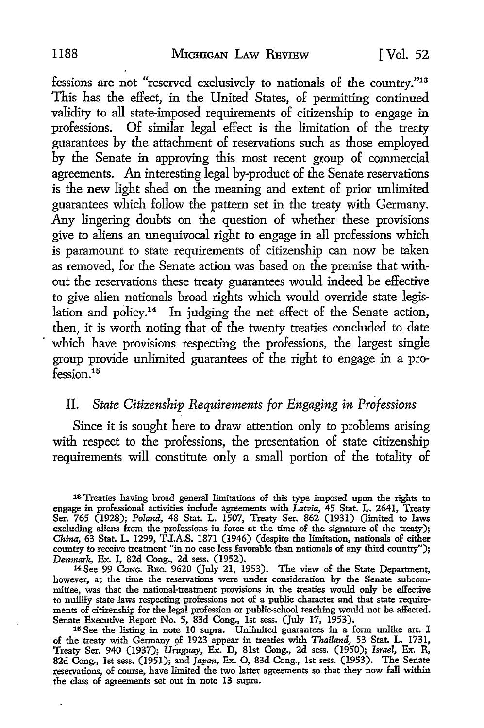fessions are not "reserved exclusively to nationals of the country."[13] This has the effect, in the United States, of permitting continued validity to all state-imposed requirements of citizenship to engage in professions. Of similar legal effect is the limitation of the treaty guarantees by the attachment of reservations such as those employed by the Senate in approving this most recent group of commercial agreements. An interesting legal by-product of the Senate reservations is the new light shed on the meaning and extent of prior unlimited guarantees which follow the pattern set in the treaty with Germany. Any lingering doubts on the question of whether these provisions give to aliens an unequivocal right to engage in all professions which is paramount to state requirements of citizenship can now be taken as removed, for the Senate action was based on the premise that without the reservations these treaty guarantees would indeed be effective to give alien nationals broad rights which would override state legislation and policy.[14] In judging the net effect of the Senate action, then, it is worth noting that of the twenty treaties concluded to date which have provisions respecting the professions, the largest single group provide unlimited guarantees of the right to engage in a profession.[15]

## II. *State Citizenship Requirements for Engaging in Professions*

Since it is sought here to draw attention only to problems arising with respect to the professions, the presentation of state citizenship requirements will constitute only a small portion of the totality of

---

[13] Treaties having broad general limitations of this type imposed upon the rights to engage in professional activities include agreements with *Latvia,* 45 Stat. L. 2641, Treaty Ser. 765 (1928); *Poland,* 48 Stat. L. 1507, Treaty Ser. 862 (1931) (limited to laws excluding aliens from the professions in force at the time of the signature of the treaty); *China,* 63 Stat. L. 1299, T.I.A.S. 1871 (1946) (despite the limitation, nationals of either country to receive treatment "in no case less favorable than nationals of any third country"); *Denmark,* Ex. I, 82d Cong., 2d sess. (1952).

[14] See 99 Cong. Rec. 9620 (July 21, 1953). The view of the State Department, however, at the time the reservations were under consideration by the Senate subcommittee, was that the national-treatment provisions in the treaties would only be effective to nullify state laws respecting professions not of a public character and that state requirements of citizenship for the legal profession or public-school teaching would not be affected. Senate Executive Report No. 5, 83d Cong., 1st sess. (July 17, 1953).

[15] See the listing in note 10 supra. Unlimited guarantees in a form unlike art. I of the treaty with Germany of 1923 appear in treaties with *Thailand,* 53 Stat. L. 1731, Treaty Ser. 940 (1937); *Uruguay,* Ex. D, 81st Cong., 2d sess. (1950); *Israel,* Ex. R, 82d Cong., 1st sess. (1951); and *Japan,* Ex. O, 83d Cong., 1st sess. (1953). The Senate reservations, of course, have limited the two latter agreements so that they now fall within the class of agreements set out in note 13 supra.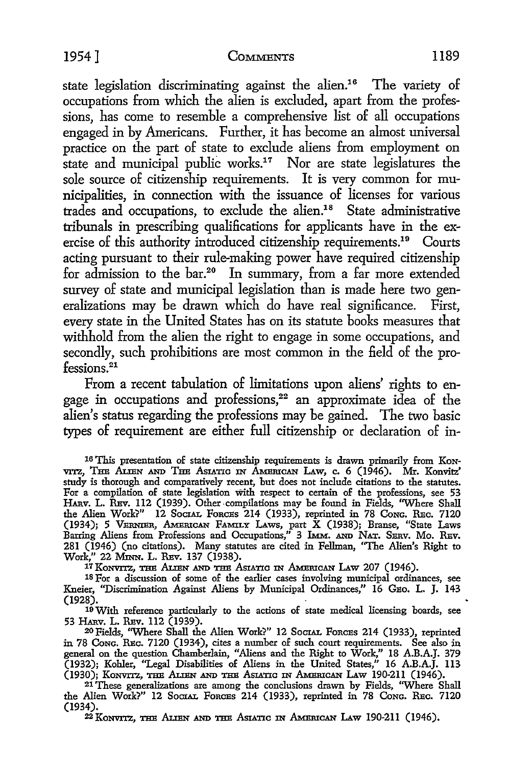state legislation discriminating against the alien.[16] The variety of occupations from which the alien is excluded, apart from the professions, has come to resemble a comprehensive list of all occupations engaged in by Americans. Further, it has become an almost universal practice on the part of state to exclude aliens from employment on state and municipal public works.[17] Nor are state legislatures the sole source of citizenship requirements. It is very common for municipalities, in connection with the issuance of licenses for various trades and occupations, to exclude the alien.[18] State administrative tribunals in prescribing qualifications for applicants have in the exercise of this authority introduced citizenship requirements.[19] Courts acting pursuant to their rule-making power have required citizenship for admission to the bar.[20] In summary, from a far more extended survey of state and municipal legislation than is made here two generalizations may be drawn which do have real significance. First, every state in the United States has on its statute books measures that withhold from the alien the right to engage in some occupations, and secondly, such prohibitions are most common in the field of the professions.[21]

From a recent tabulation of limitations upon aliens' rights to engage in occupations and professions,[22] an approximate idea of the alien's status regarding the professions may be gained. The two basic types of requirement are either full citizenship or declaration of in-

---

[16] This presentation of state citizenship requirements is drawn primarily from KONVITZ, THE ALIEN AND THE ASIATIC IN AMERICAN LAW, c. 6 (1946). Mr. Konvitz' study is thorough and comparatively recent, but does not include citations to the statutes. For a compilation of state legislation with respect to certain of the professions, see 53 HARV. L. REV. 112 (1939). Other compilations may be found in Fields, "Where Shall the Alien Work?" 12 SOCIAL FORCES 214 (1933), reprinted in 78 CONG. REC. 7120 (1934); 5 VERNIER, AMERICAN FAMILY LAWS, part X (1938); Branse, "State Laws Barring Aliens from Professions and Occupations," 3 IMM. AND NAT. SERV. MO. REV. 281 (1946) (no citations). Many statutes are cited in Fellman, "The Alien's Right to Work," 22 MINN. L. REV. 137 (1938).

[17] KONVITZ, THE ALIEN AND THE ASIATIC IN AMERICAN LAW 207 (1946).

[18] For a discussion of some of the earlier cases involving municipal ordinances, see Kneier, "Discrimination Against Aliens by Municipal Ordinances," 16 GEO. L. J. 143 (1928).

[19] With reference particularly to the actions of state medical licensing boards, see 53 HARV. L. REV. 112 (1939).

[20] Fields, "Where Shall the Alien Work?" 12 SOCIAL FORCES 214 (1933), reprinted in 78 CONG. REC. 7120 (1934), cites a number of such court requirements. See also in general on the question Chamberlain, "Aliens and the Right to Work," 18 A.B.A.J. 379 (1932); Kohler, "Legal Disabilities of Aliens in the United States," 16 A.B.A.J. 113 (1930); KONVITZ, THE ALIEN AND THE ASIATIC IN AMERICAN LAW 190-211 (1946).

[21] These generalizations are among the conclusions drawn by Fields, "Where Shall the Alien Work?" 12 SOCIAL FORCES 214 (1933), reprinted in 78 CONG. REC. 7120 (1934).

[22] KONVITZ, THE ALIEN AND THE ASIATIC IN AMERICAN LAW 190-211 (1946).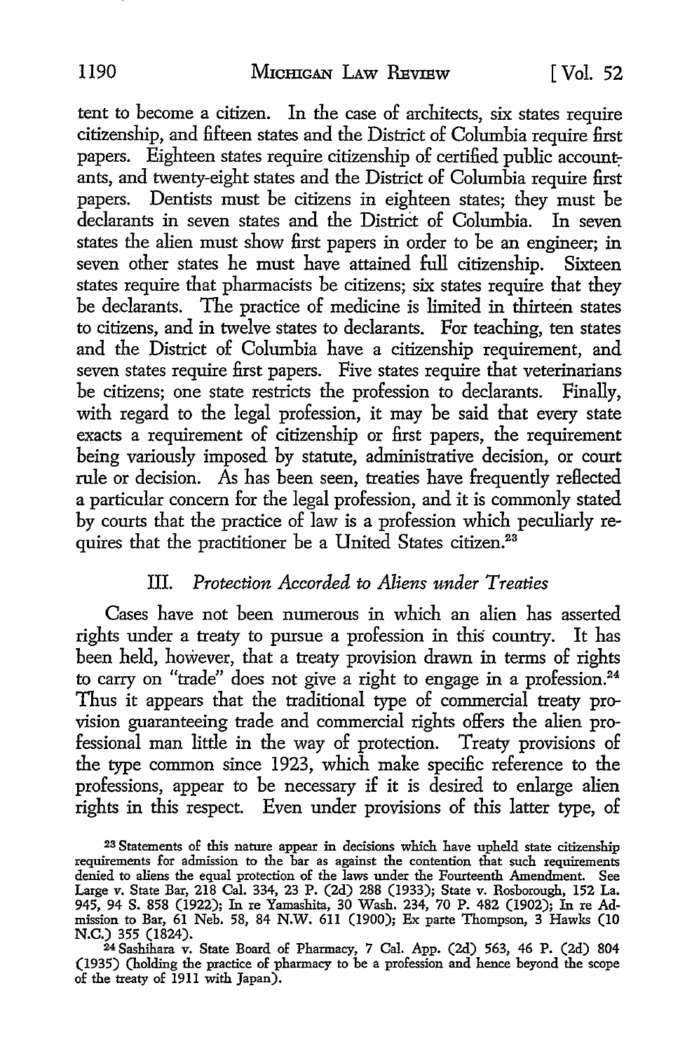tent to become a citizen. In the case of architects, six states require citizenship, and fifteen states and the District of Columbia require first papers. Eighteen states require citizenship of certified public accountants, and twenty-eight states and the District of Columbia require first papers. Dentists must be citizens in eighteen states; they must be declarants in seven states and the District of Columbia. In seven states the alien must show first papers in order to be an engineer; in seven other states he must have attained full citizenship. Sixteen states require that pharmacists be citizens; six states require that they be declarants. The practice of medicine is limited in thirteen states to citizens, and in twelve states to declarants. For teaching, ten states and the District of Columbia have a citizenship requirement, and seven states require first papers. Five states require that veterinarians be citizens; one state restricts the profession to declarants. Finally, with regard to the legal profession, it may be said that every state exacts a requirement of citizenship or first papers, the requirement being variously imposed by statute, administrative decision, or court rule or decision. As has been seen, treaties have frequently reflected a particular concern for the legal profession, and it is commonly stated by courts that the practice of law is a profession which peculiarly requires that the practitioner be a United States citizen.[23]

## III. *Protection Accorded to Aliens under Treaties*

Cases have not been numerous in which an alien has asserted rights under a treaty to pursue a profession in this country. It has been held, however, that a treaty provision drawn in terms of rights to carry on "trade" does not give a right to engage in a profession.[24] Thus it appears that the traditional type of commercial treaty provision guaranteeing trade and commercial rights offers the alien professional man little in the way of protection. Treaty provisions of the type common since 1923, which make specific reference to the professions, appear to be necessary if it is desired to enlarge alien rights in this respect. Even under provisions of this latter type, of

---

[23] Statements of this nature appear in decisions which have upheld state citizenship requirements for admission to the bar as against the contention that such requirements denied to aliens the equal protection of the laws under the Fourteenth Amendment. See Large v. State Bar, 218 Cal. 334, 23 P. (2d) 288 (1933); State v. Rosborough, 152 La. 945, 94 S. 858 (1922); In re Yamashita, 30 Wash. 234, 70 P. 482 (1902); In re Admission to Bar, 61 Neb. 58, 84 N.W. 611 (1900); Ex parte Thompson, 3 Hawks (10 N.C.) 355 (1824).

[24] Sashihara v. State Board of Pharmacy, 7 Cal. App. (2d) 563, 46 P. (2d) 804 (1935) (holding the practice of pharmacy to be a profession and hence beyond the scope of the treaty of 1911 with Japan).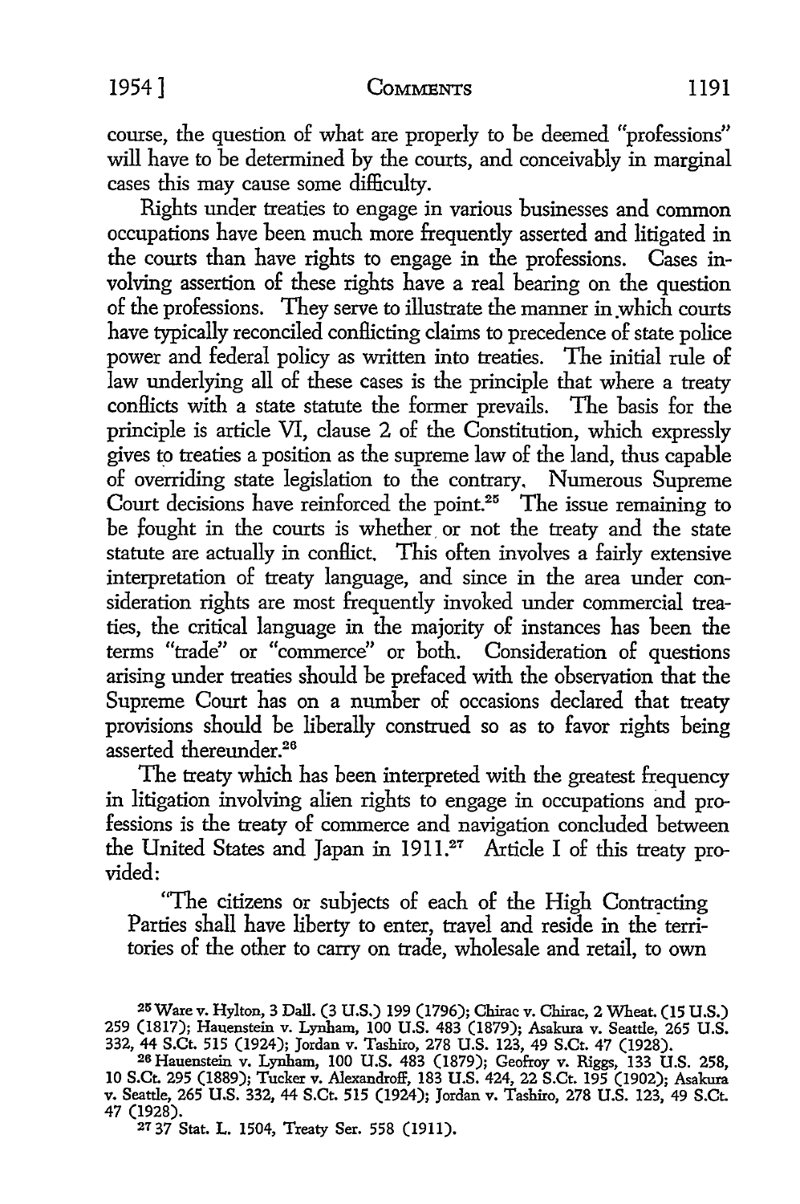course, the question of what are properly to be deemed "professions" will have to be determined by the courts, and conceivably in marginal cases this may cause some difficulty.

Rights under treaties to engage in various businesses and common occupations have been much more frequently asserted and litigated in the courts than have rights to engage in the professions. Cases involving assertion of these rights have a real bearing on the question of the professions. They serve to illustrate the manner in which courts have typically reconciled conflicting claims to precedence of state police power and federal policy as written into treaties. The initial rule of law underlying all of these cases is the principle that where a treaty conflicts with a state statute the former prevails. The basis for the principle is article VI, clause 2 of the Constitution, which expressly gives to treaties a position as the supreme law of the land, thus capable of overriding state legislation to the contrary. Numerous Supreme Court decisions have reinforced the point.[25] The issue remaining to be fought in the courts is whether or not the treaty and the state statute are actually in conflict. This often involves a fairly extensive interpretation of treaty language, and since in the area under consideration rights are most frequently invoked under commercial treaties, the critical language in the majority of instances has been the terms "trade" or "commerce" or both. Consideration of questions arising under treaties should be prefaced with the observation that the Supreme Court has on a number of occasions declared that treaty provisions should be liberally construed so as to favor rights being asserted thereunder.[26]

The treaty which has been interpreted with the greatest frequency in litigation involving alien rights to engage in occupations and professions is the treaty of commerce and navigation concluded between the United States and Japan in 1911.[27] Article I of this treaty provided:

> "The citizens or subjects of each of the High Contracting Parties shall have liberty to enter, travel and reside in the territories of the other to carry on trade, wholesale and retail, to own

[25] Ware v. Hylton, 3 Dall. (3 U.S.) 199 (1796); Chirac v. Chirac, 2 Wheat. (15 U.S.) 259 (1817); Hauenstein v. Lynham, 100 U.S. 483 (1879); Asakura v. Seattle, 265 U.S. 332, 44 S.Ct. 515 (1924); Jordan v. Tashiro, 278 U.S. 123, 49 S.Ct. 47 (1928).

[26] Hauenstein v. Lynham, 100 U.S. 483 (1879); Geofroy v. Riggs, 133 U.S. 258, 10 S.Ct. 295 (1889); Tucker v. Alexandroff, 183 U.S. 424, 22 S.Ct. 195 (1902); Asakura v. Seattle, 265 U.S. 332, 44 S.Ct. 515 (1924); Jordan v. Tashiro, 278 U.S. 123, 49 S.Ct. 47 (1928).

[27] 37 Stat. L. 1504, Treaty Ser. 558 (1911).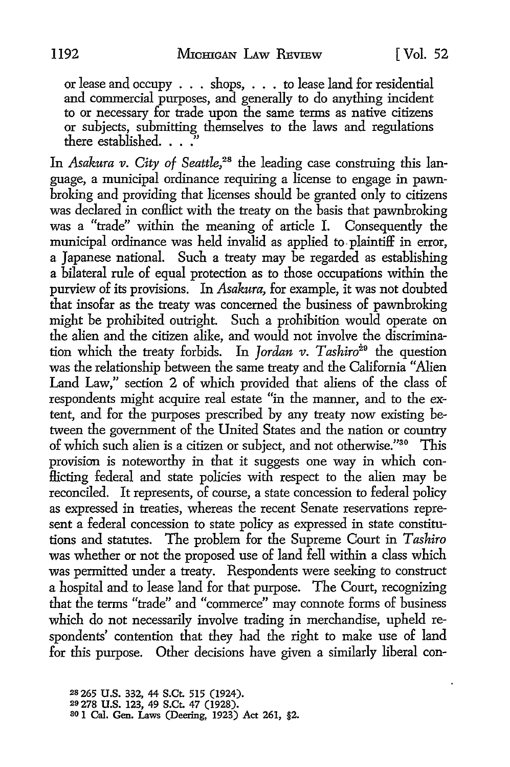or lease and occupy . . . shops, . . . to lease land for residential and commercial purposes, and generally to do anything incident to or necessary for trade upon the same terms as native citizens or subjects, submitting themselves to the laws and regulations there established. . . ."

In *Asakura v. City of Seattle*,[28] the leading case construing this language, a municipal ordinance requiring a license to engage in pawnbroking and providing that licenses should be granted only to citizens was declared in conflict with the treaty on the basis that pawnbroking was a "trade" within the meaning of article I. Consequently the municipal ordinance was held invalid as applied to plaintiff in error, a Japanese national. Such a treaty may be regarded as establishing a bilateral rule of equal protection as to those occupations within the purview of its provisions. In *Asakura*, for example, it was not doubted that insofar as the treaty was concerned the business of pawnbroking might be prohibited outright. Such a prohibition would operate on the alien and the citizen alike, and would not involve the discrimination which the treaty forbids. In *Jordan v. Tashiro*[29] the question was the relationship between the same treaty and the California "Alien Land Law," section 2 of which provided that aliens of the class of respondents might acquire real estate "in the manner, and to the extent, and for the purposes prescribed by any treaty now existing between the government of the United States and the nation or country of which such alien is a citizen or subject, and not otherwise."[30] This provision is noteworthy in that it suggests one way in which conflicting federal and state policies with respect to the alien may be reconciled. It represents, of course, a state concession to federal policy as expressed in treaties, whereas the recent Senate reservations represent a federal concession to state policy as expressed in state constitutions and statutes. The problem for the Supreme Court in *Tashiro* was whether or not the proposed use of land fell within a class which was permitted under a treaty. Respondents were seeking to construct a hospital and to lease land for that purpose. The Court, recognizing that the terms "trade" and "commerce" may connote forms of business which do not necessarily involve trading in merchandise, upheld respondents' contention that they had the right to make use of land for this purpose. Other decisions have given a similarly liberal con-

[28] 265 U.S. 332, 44 S.Ct. 515 (1924).

[29] 278 U.S. 123, 49 S.Ct. 47 (1928).

[30] 1 Cal. Gen. Laws (Deering, 1923) Act 261, §2.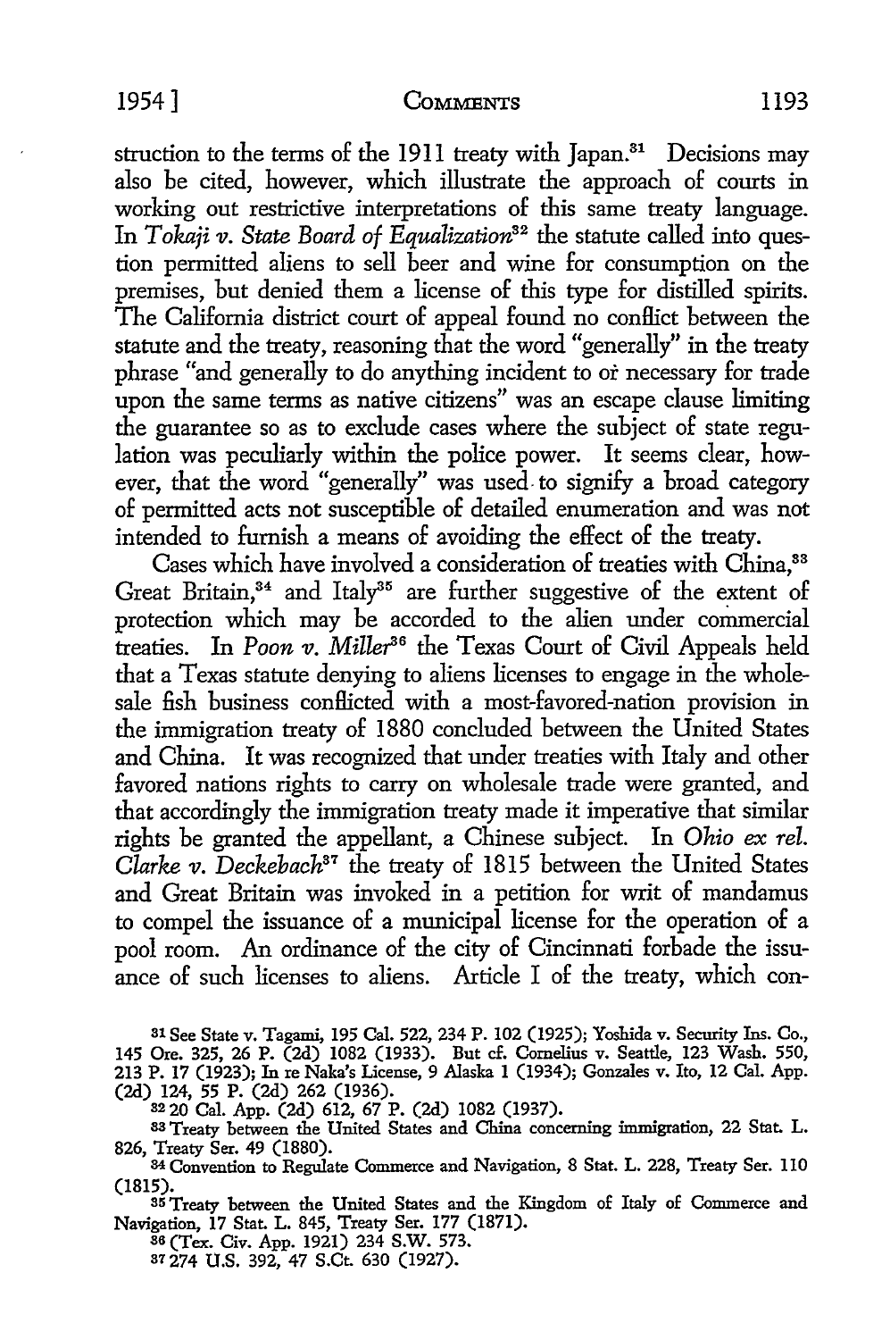struction to the terms of the 1911 treaty with Japan.[31] Decisions may also be cited, however, which illustrate the approach of courts in working out restrictive interpretations of this same treaty language. In *Tokaji v. State Board of Equalization*[32] the statute called into question permitted aliens to sell beer and wine for consumption on the premises, but denied them a license of this type for distilled spirits. The California district court of appeal found no conflict between the statute and the treaty, reasoning that the word "generally" in the treaty phrase "and generally to do anything incident to or necessary for trade upon the same terms as native citizens" was an escape clause limiting the guarantee so as to exclude cases where the subject of state regulation was peculiarly within the police power. It seems clear, however, that the word "generally" was used to signify a broad category of permitted acts not susceptible of detailed enumeration and was not intended to furnish a means of avoiding the effect of the treaty.

Cases which have involved a consideration of treaties with China,[33] Great Britain,[34] and Italy[35] are further suggestive of the extent of protection which may be accorded to the alien under commercial treaties. In *Poon v. Miller*[36] the Texas Court of Civil Appeals held that a Texas statute denying to aliens licenses to engage in the wholesale fish business conflicted with a most-favored-nation provision in the immigration treaty of 1880 concluded between the United States and China. It was recognized that under treaties with Italy and other favored nations rights to carry on wholesale trade were granted, and that accordingly the immigration treaty made it imperative that similar rights be granted the appellant, a Chinese subject. In *Ohio ex rel. Clarke v. Deckebach*[37] the treaty of 1815 between the United States and Great Britain was invoked in a petition for writ of mandamus to compel the issuance of a municipal license for the operation of a pool room. An ordinance of the city of Cincinnati forbade the issuance of such licenses to aliens. Article I of the treaty, which con-

[31] See State v. Tagami, 195 Cal. 522, 234 P. 102 (1925); Yoshida v. Security Ins. Co., 145 Ore. 325, 26 P. (2d) 1082 (1933). But cf. Cornelius v. Seattle, 123 Wash. 550, 213 P. 17 (1923); In re Naka's License, 9 Alaska 1 (1934); Gonzales v. Ito, 12 Cal. App. (2d) 124, 55 P. (2d) 262 (1936).

[32] 20 Cal. App. (2d) 612, 67 P. (2d) 1082 (1937).

[33] Treaty between the United States and China concerning immigration, 22 Stat. L. 826, Treaty Ser. 49 (1880).

[34] Convention to Regulate Commerce and Navigation, 8 Stat. L. 228, Treaty Ser. 110 (1815).

[35] Treaty between the United States and the Kingdom of Italy of Commerce and Navigation, 17 Stat. L. 845, Treaty Ser. 177 (1871).

[36] (Tex. Civ. App. 1921) 234 S.W. 573.

[37] 274 U.S. 392, 47 S.Ct. 630 (1927).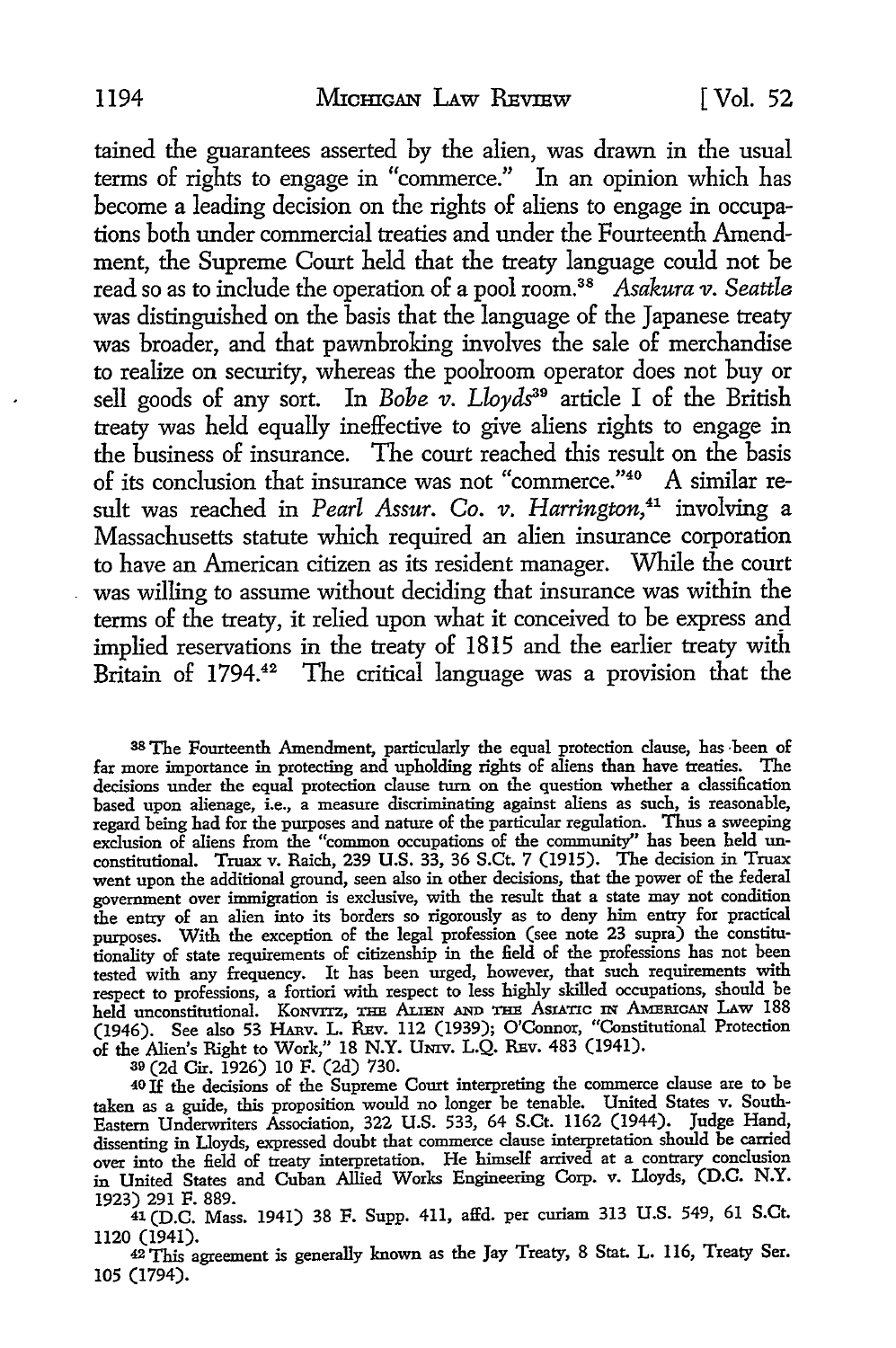tained the guarantees asserted by the alien, was drawn in the usual terms of rights to engage in "commerce." In an opinion which has become a leading decision on the rights of aliens to engage in occupations both under commercial treaties and under the Fourteenth Amendment, the Supreme Court held that the treaty language could not be read so as to include the operation of a pool room.[38] *Asakura v. Seattle* was distinguished on the basis that the language of the Japanese treaty was broader, and that pawnbroking involves the sale of merchandise to realize on security, whereas the poolroom operator does not buy or sell goods of any sort. In *Bobe v. Lloyds*[39] article I of the British treaty was held equally ineffective to give aliens rights to engage in the business of insurance. The court reached this result on the basis of its conclusion that insurance was not "commerce."[40] A similar result was reached in *Pearl Assur. Co. v. Harrington*,[41] involving a Massachusetts statute which required an alien insurance corporation to have an American citizen as its resident manager. While the court was willing to assume without deciding that insurance was within the terms of the treaty, it relied upon what it conceived to be express and implied reservations in the treaty of 1815 and the earlier treaty with Britain of 1794.[42] The critical language was a provision that the

---

[38] The Fourteenth Amendment, particularly the equal protection clause, has been of far more importance in protecting and upholding rights of aliens than have treaties. The decisions under the equal protection clause turn on the question whether a classification based upon alienage, i.e., a measure discriminating against aliens as such, is reasonable, regard being had for the purposes and nature of the particular regulation. Thus a sweeping exclusion of aliens from the "common occupations of the community" has been held unconstitutional. Truax v. Raich, 239 U.S. 33, 36 S.Ct. 7 (1915). The decision in Truax went upon the additional ground, seen also in other decisions, that the power of the federal government over immigration is exclusive, with the result that a state may not condition the entry of an alien into its borders so rigorously as to deny him entry for practical purposes. With the exception of the legal profession (see note 23 supra) the constitutionality of state requirements of citizenship in the field of the professions has not been tested with any frequency. It has been urged, however, that such requirements with respect to professions, a fortiori with respect to less highly skilled occupations, should be held unconstitutional. KONVITZ, THE ALIEN AND THE ASIATIC IN AMERICAN LAW 188 (1946). See also 53 HARV. L. REV. 112 (1939); O'Connor, "Constitutional Protection of the Alien's Right to Work," 18 N.Y. UNIV. L.Q. REV. 483 (1941).

[39] (2d Cir. 1926) 10 F. (2d) 730.

[40] If the decisions of the Supreme Court interpreting the commerce clause are to be taken as a guide, this proposition would no longer be tenable. United States v. South-Eastern Underwriters Association, 322 U.S. 533, 64 S.Ct. 1162 (1944). Judge Hand, dissenting in Lloyds, expressed doubt that commerce clause interpretation should be carried over into the field of treaty interpretation. He himself arrived at a contrary conclusion in United States and Cuban Allied Works Engineering Corp. v. Lloyds, (D.C. N.Y. 1923) 291 F. 889.

[41] (D.C. Mass. 1941) 38 F. Supp. 411, affd. per curiam 313 U.S. 549, 61 S.Ct. 1120 (1941).

[42] This agreement is generally known as the Jay Treaty, 8 Stat. L. 116, Treaty Ser. 105 (1794).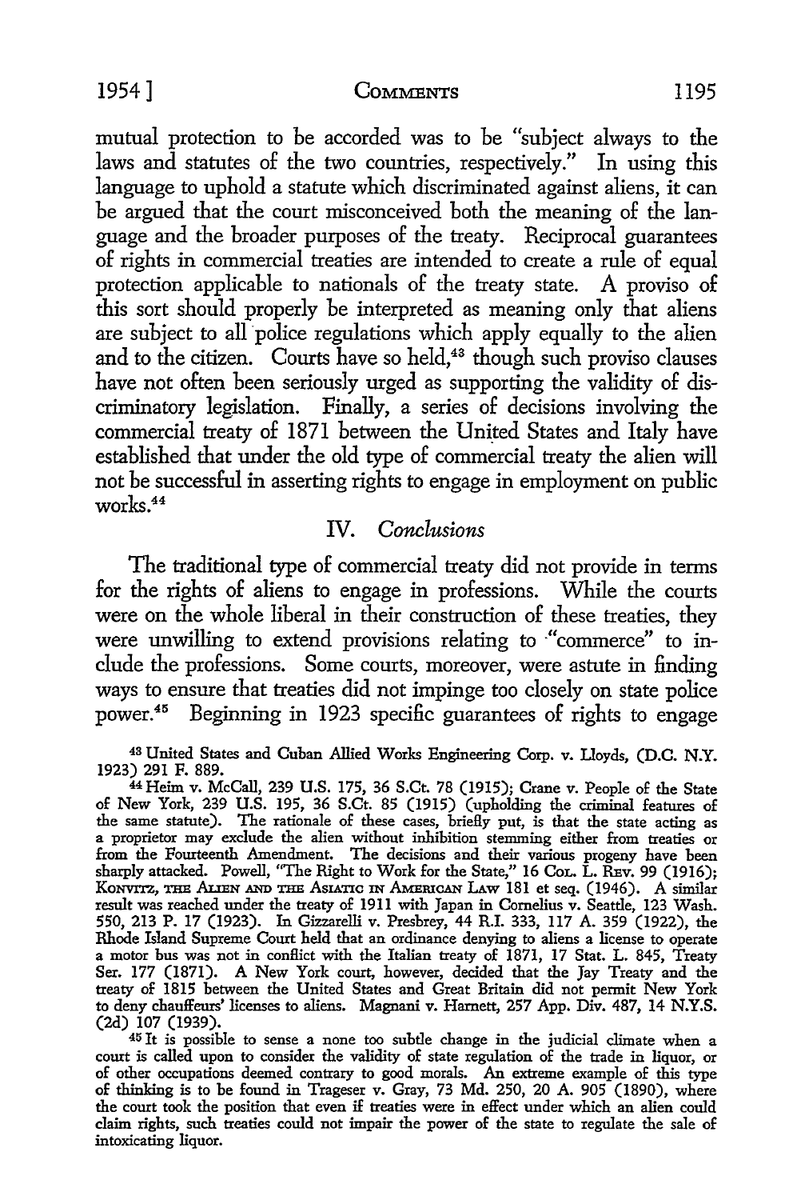mutual protection to be accorded was to be "subject always to the laws and statutes of the two countries, respectively." In using this language to uphold a statute which discriminated against aliens, it can be argued that the court misconceived both the meaning of the language and the broader purposes of the treaty. Reciprocal guarantees of rights in commercial treaties are intended to create a rule of equal protection applicable to nationals of the treaty state. A proviso of this sort should properly be interpreted as meaning only that aliens are subject to all police regulations which apply equally to the alien and to the citizen. Courts have so held,[43] though such proviso clauses have not often been seriously urged as supporting the validity of discriminatory legislation. Finally, a series of decisions involving the commercial treaty of 1871 between the United States and Italy have established that under the old type of commercial treaty the alien will not be successful in asserting rights to engage in employment on public works.[44]

## IV. *Conclusions*

The traditional type of commercial treaty did not provide in terms for the rights of aliens to engage in professions. While the courts were on the whole liberal in their construction of these treaties, they were unwilling to extend provisions relating to "commerce" to include the professions. Some courts, moreover, were astute in finding ways to ensure that treaties did not impinge too closely on state police power.[45] Beginning in 1923 specific guarantees of rights to engage

---

[43] United States and Cuban Allied Works Engineering Corp. v. Lloyds, (D.C. N.Y. 1923) 291 F. 889.

[44] Heim v. McCall, 239 U.S. 175, 36 S.Ct. 78 (1915); Crane v. People of the State of New York, 239 U.S. 195, 36 S.Ct. 85 (1915) (upholding the criminal features of the same statute). The rationale of these cases, briefly put, is that the state acting as a proprietor may exclude the alien without inhibition stemming either from treaties or from the Fourteenth Amendment. The decisions and their various progeny have been sharply attacked. Powell, "The Right to Work for the State," 16 Col. L. Rev. 99 (1916); Konvitz, The Alien and the Asiatic in American Law 181 et seq. (1946). A similar result was reached under the treaty of 1911 with Japan in Cornelius v. Seattle, 123 Wash. 550, 213 P. 17 (1923). In Gizzarelli v. Presbrey, 44 R.I. 333, 117 A. 359 (1922), the Rhode Island Supreme Court held that an ordinance denying to aliens a license to operate a motor bus was not in conflict with the Italian treaty of 1871, 17 Stat. L. 845, Treaty Ser. 177 (1871). A New York court, however, decided that the Jay Treaty and the treaty of 1815 between the United States and Great Britain did not permit New York to deny chauffeurs' licenses to aliens. Magnani v. Harnett, 257 App. Div. 487, 14 N.Y.S. (2d) 107 (1939).

[45] It is possible to sense a none too subtle change in the judicial climate when a court is called upon to consider the validity of state regulation of the trade in liquor, or of other occupations deemed contrary to good morals. An extreme example of this type of thinking is to be found in Trageser v. Gray, 73 Md. 250, 20 A. 905 (1890), where the court took the position that even if treaties were in effect under which an alien could claim rights, such treaties could not impair the power of the state to regulate the sale of intoxicating liquor.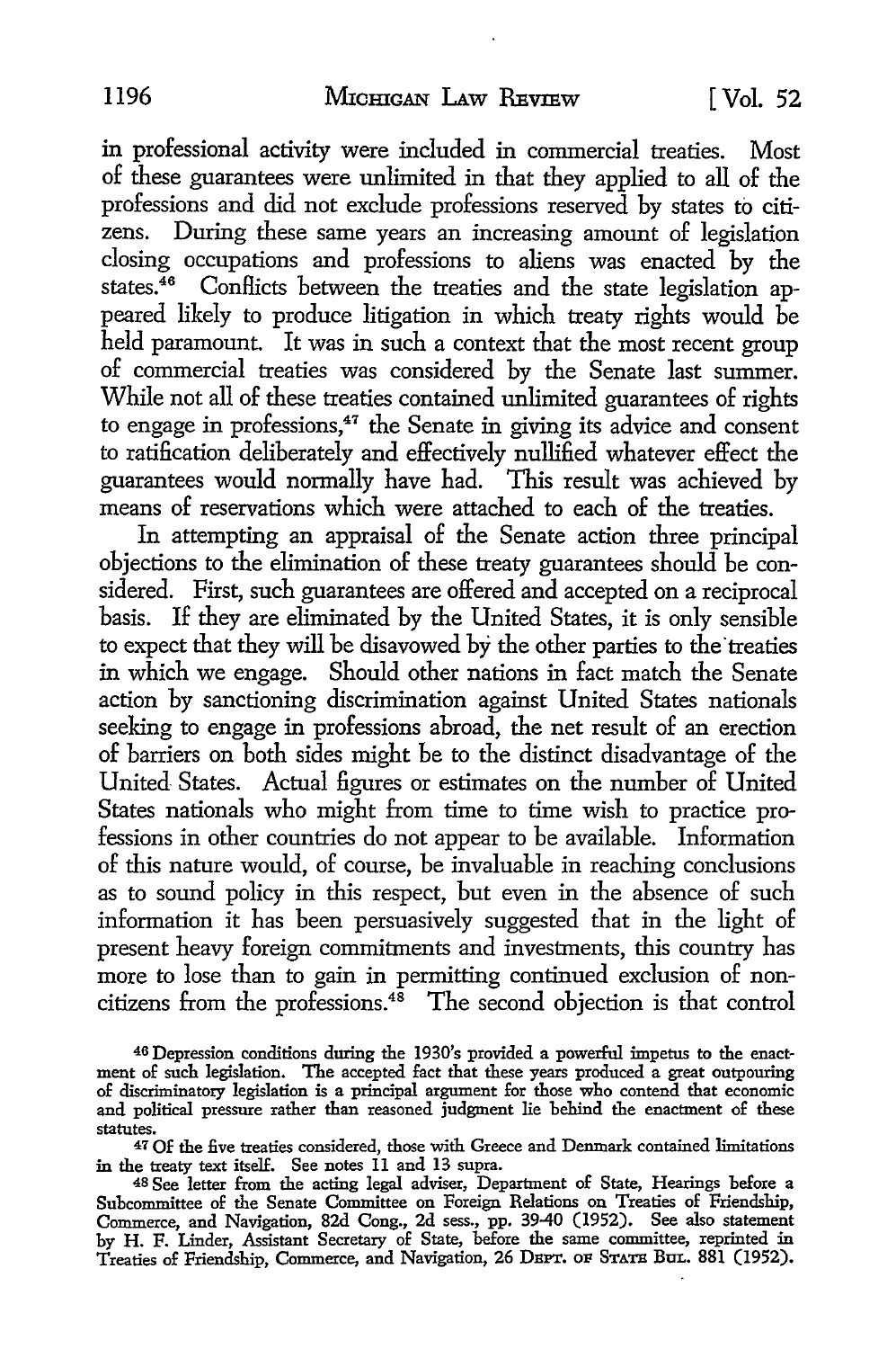in professional activity were included in commercial treaties. Most of these guarantees were unlimited in that they applied to all of the professions and did not exclude professions reserved by states to citizens. During these same years an increasing amount of legislation closing occupations and professions to aliens was enacted by the states.[46] Conflicts between the treaties and the state legislation appeared likely to produce litigation in which treaty rights would be held paramount. It was in such a context that the most recent group of commercial treaties was considered by the Senate last summer. While not all of these treaties contained unlimited guarantees of rights to engage in professions,[47] the Senate in giving its advice and consent to ratification deliberately and effectively nullified whatever effect the guarantees would normally have had. This result was achieved by means of reservations which were attached to each of the treaties.

In attempting an appraisal of the Senate action three principal objections to the elimination of these treaty guarantees should be considered. First, such guarantees are offered and accepted on a reciprocal basis. If they are eliminated by the United States, it is only sensible to expect that they will be disavowed by the other parties to the treaties in which we engage. Should other nations in fact match the Senate action by sanctioning discrimination against United States nationals seeking to engage in professions abroad, the net result of an erection of barriers on both sides might be to the distinct disadvantage of the United States. Actual figures or estimates on the number of United States nationals who might from time to time wish to practice professions in other countries do not appear to be available. Information of this nature would, of course, be invaluable in reaching conclusions as to sound policy in this respect, but even in the absence of such information it has been persuasively suggested that in the light of present heavy foreign commitments and investments, this country has more to lose than to gain in permitting continued exclusion of noncitizens from the professions.[48] The second objection is that control

[46] Depression conditions during the 1930's provided a powerful impetus to the enactment of such legislation. The accepted fact that these years produced a great outpouring of discriminatory legislation is a principal argument for those who contend that economic and political pressure rather than reasoned judgment lie behind the enactment of these statutes.

[47] Of the five treaties considered, those with Greece and Denmark contained limitations in the treaty text itself. See notes 11 and 13 supra.

[48] See letter from the acting legal adviser, Department of State, Hearings before a Subcommittee of the Senate Committee on Foreign Relations on Treaties of Friendship, Commerce, and Navigation, 82d Cong., 2d sess., pp. 39-40 (1952). See also statement by H. F. Linder, Assistant Secretary of State, before the same committee, reprinted in Treaties of Friendship, Commerce, and Navigation, 26 DEPT. OF STATE BUL. 881 (1952).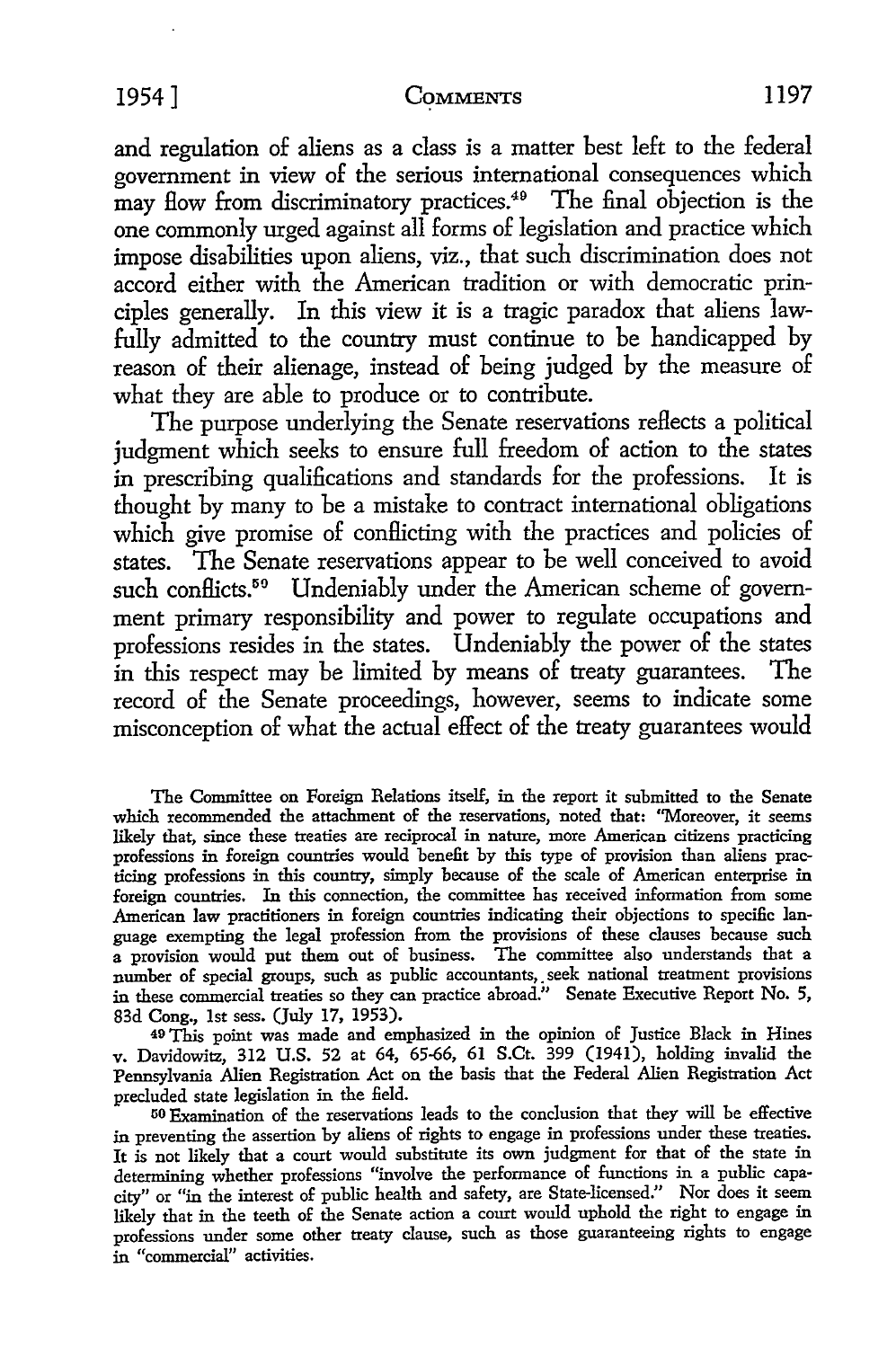and regulation of aliens as a class is a matter best left to the federal government in view of the serious international consequences which may flow from discriminatory practices.[49] The final objection is the one commonly urged against all forms of legislation and practice which impose disabilities upon aliens, viz., that such discrimination does not accord either with the American tradition or with democratic principles generally. In this view it is a tragic paradox that aliens lawfully admitted to the country must continue to be handicapped by reason of their alienage, instead of being judged by the measure of what they are able to produce or to contribute.

The purpose underlying the Senate reservations reflects a political judgment which seeks to ensure full freedom of action to the states in prescribing qualifications and standards for the professions. It is thought by many to be a mistake to contract international obligations which give promise of conflicting with the practices and policies of states. The Senate reservations appear to be well conceived to avoid such conflicts.[50] Undeniably under the American scheme of government primary responsibility and power to regulate occupations and professions resides in the states. Undeniably the power of the states in this respect may be limited by means of treaty guarantees. The record of the Senate proceedings, however, seems to indicate some misconception of what the actual effect of the treaty guarantees would

---

The Committee on Foreign Relations itself, in the report it submitted to the Senate which recommended the attachment of the reservations, noted that: "Moreover, it seems likely that, since these treaties are reciprocal in nature, more American citizens practicing professions in foreign countries would benefit by this type of provision than aliens practicing professions in this country, simply because of the scale of American enterprise in foreign countries. In this connection, the committee has received information from some American law practitioners in foreign countries indicating their objections to specific language exempting the legal profession from the provisions of these clauses because such a provision would put them out of business. The committee also understands that a number of special groups, such as public accountants, seek national treatment provisions in these commercial treaties so they can practice abroad." Senate Executive Report No. 5, 83d Cong., 1st sess. (July 17, 1953).

[49] This point was made and emphasized in the opinion of Justice Black in Hines v. Davidowitz, 312 U.S. 52 at 64, 65-66, 61 S.Ct. 399 (1941), holding invalid the Pennsylvania Alien Registration Act on the basis that the Federal Alien Registration Act precluded state legislation in the field.

[50] Examination of the reservations leads to the conclusion that they will be effective in preventing the assertion by aliens of rights to engage in professions under these treaties. It is not likely that a court would substitute its own judgment for that of the state in determining whether professions "involve the performance of functions in a public capacity" or "in the interest of public health and safety, are State-licensed." Nor does it seem likely that in the teeth of the Senate action a court would uphold the right to engage in professions under some other treaty clause, such as those guaranteeing rights to engage in "commercial" activities.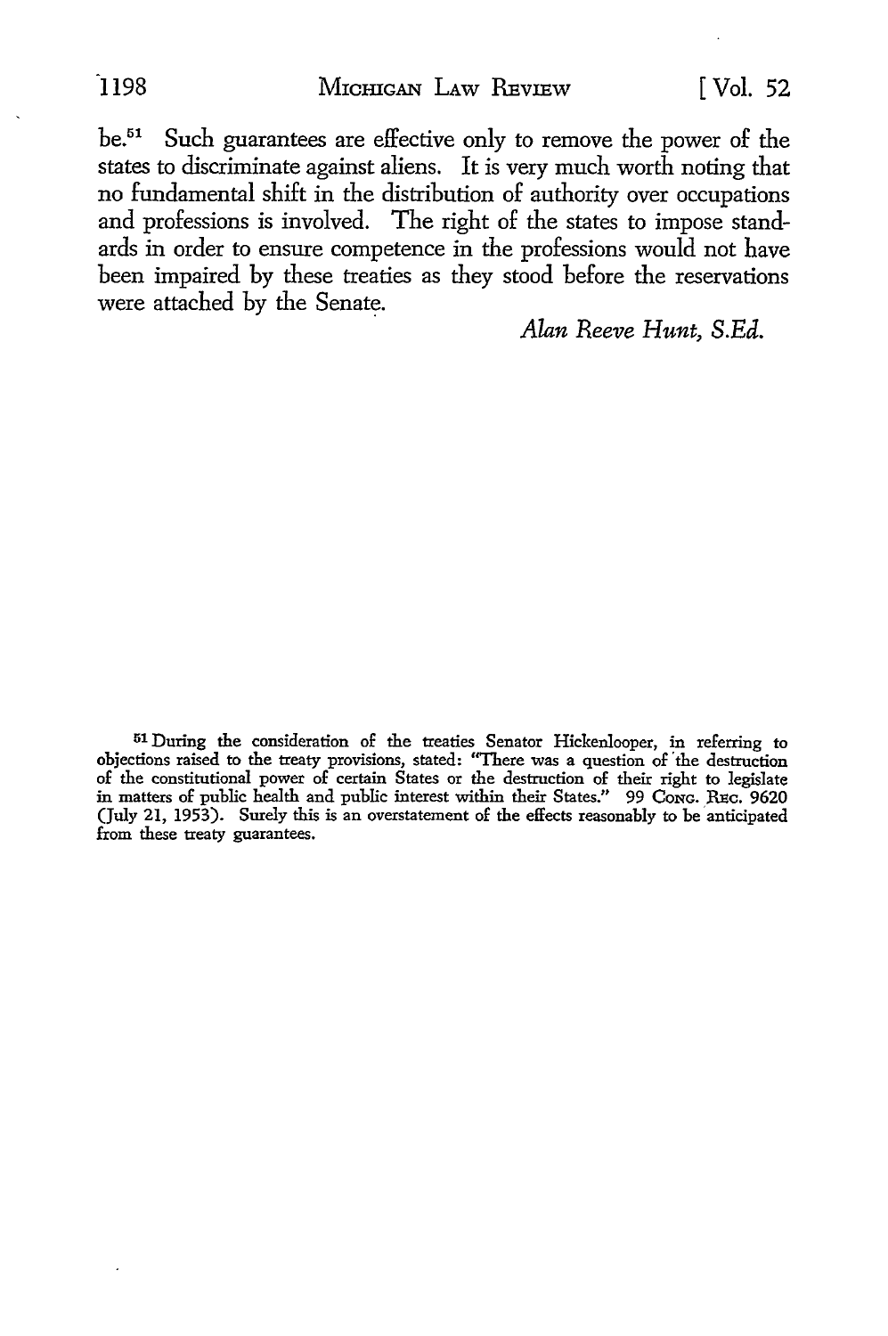be.[51] Such guarantees are effective only to remove the power of the states to discriminate against aliens. It is very much worth noting that no fundamental shift in the distribution of authority over occupations and professions is involved. The right of the states to impose standards in order to ensure competence in the professions would not have been impaired by these treaties as they stood before the reservations were attached by the Senate.

*Alan Reeve Hunt, S.Ed.*

---

[51] During the consideration of the treaties Senator Hickenlooper, in referring to objections raised to the treaty provisions, stated: "There was a question of the destruction of the constitutional power of certain States or the destruction of their right to legislate in matters of public health and public interest within their States." 99 CONG. REC. 9620 (July 21, 1953). Surely this is an overstatement of the effects reasonably to be anticipated from these treaty guarantees.